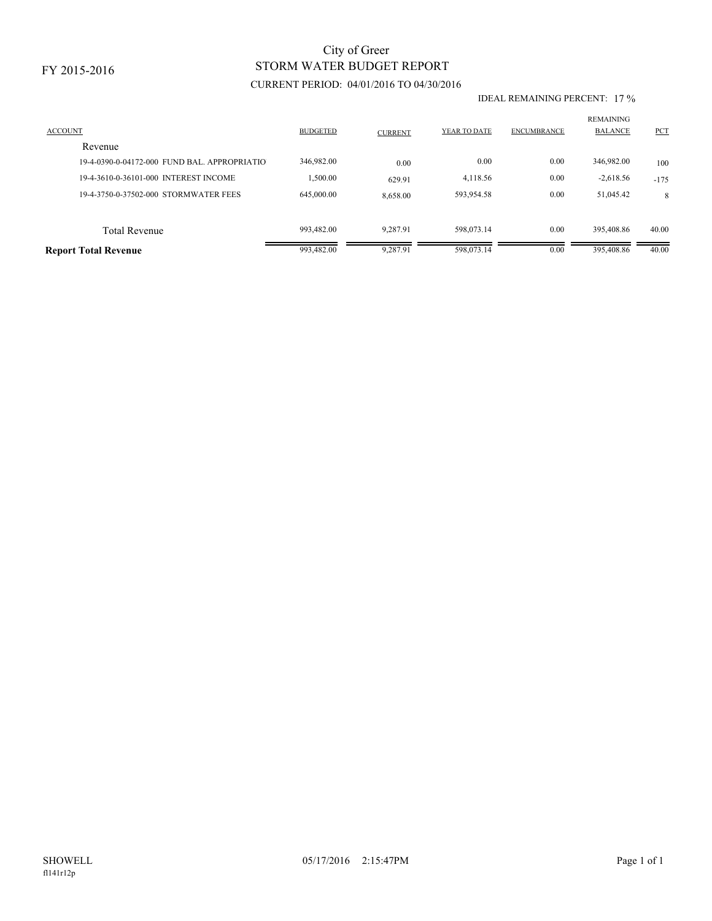FY 2015-2016

# City of Greer
## STORM WATER BUDGET REPORT
CURRENT PERIOD: 04/01/2016 TO 04/30/2016

IDEAL REMAINING PERCENT: 17 %

| ACCOUNT | BUDGETED | CURRENT | YEAR TO DATE | ENCUMBRANCE | REMAINING BALANCE | PCT |
|---|---|---|---|---|---|---|
| Revenue | | | | | | |
| 19-4-0390-0-04172-000 FUND BAL. APPROPRIATIO | 346,982.00 | 0.00 | 0.00 | 0.00 | 346,982.00 | 100 |
| 19-4-3610-0-36101-000 INTEREST INCOME | 1,500.00 | 629.91 | 4,118.56 | 0.00 | -2,618.56 | -175 |
| 19-4-3750-0-37502-000 STORMWATER FEES | 645,000.00 | 8,658.00 | 593,954.58 | 0.00 | 51,045.42 | 8 |
| Total Revenue | 993,482.00 | 9,287.91 | 598,073.14 | 0.00 | 395,408.86 | 40.00 |
| **Report Total Revenue** | 993,482.00 | 9,287.91 | 598,073.14 | 0.00 | 395,408.86 | 40.00 |

SHOWELL 05/17/2016 2:15:47PM
fl141r12p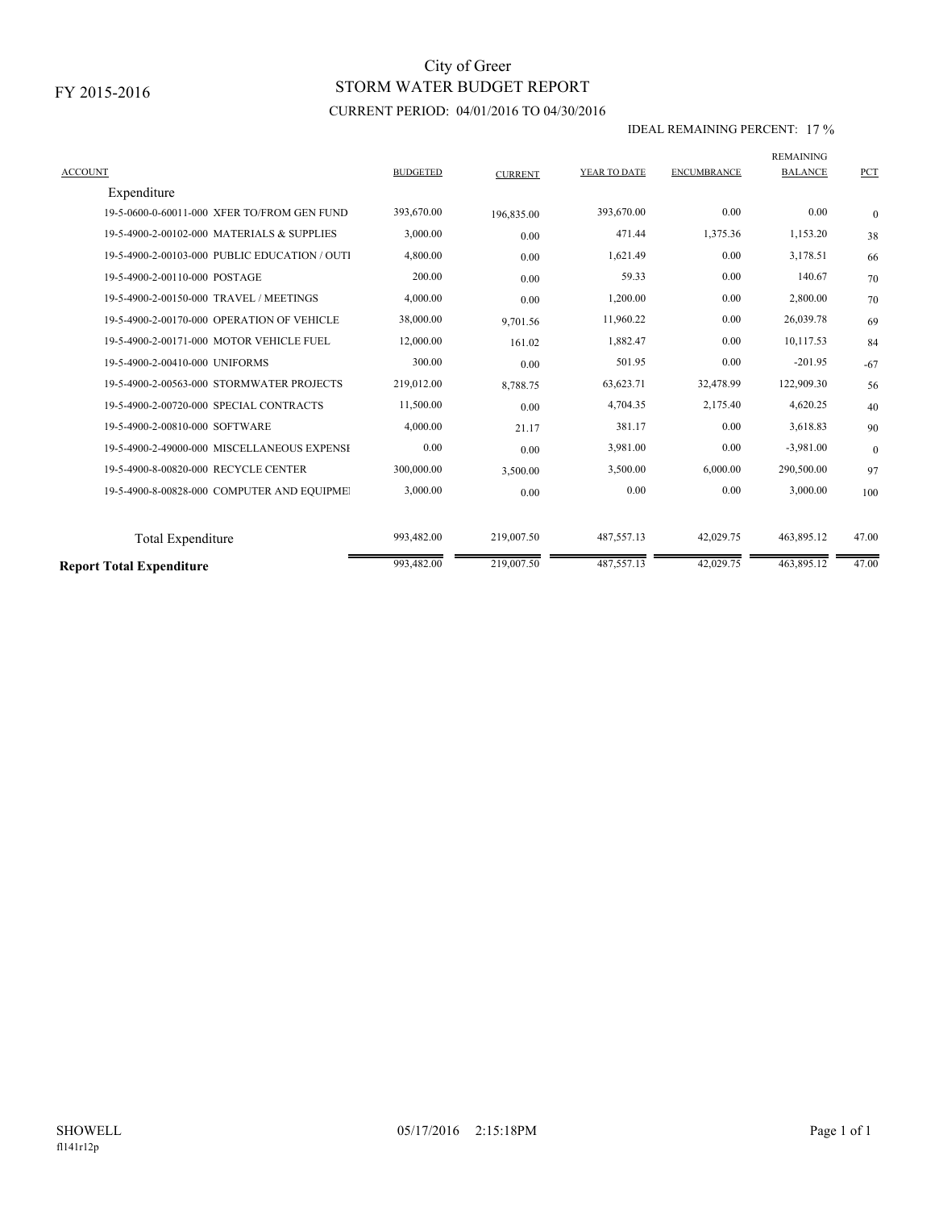FY 2015-2016

# City of Greer
## STORM WATER BUDGET REPORT
### CURRENT PERIOD: 04/01/2016 TO 04/30/2016

IDEAL REMAINING PERCENT: 17 %

| ACCOUNT | BUDGETED | CURRENT | YEAR TO DATE | ENCUMBRANCE | REMAINING BALANCE | PCT |
|---|---|---|---|---|---|---|
| Expenditure | | | | | | |
| 19-5-0600-0-60011-000 XFER TO/FROM GEN FUND | 393,670.00 | 196,835.00 | 393,670.00 | 0.00 | 0.00 | 0 |
| 19-5-4900-2-00102-000 MATERIALS & SUPPLIES | 3,000.00 | 0.00 | 471.44 | 1,375.36 | 1,153.20 | 38 |
| 19-5-4900-2-00103-000 PUBLIC EDUCATION / OUTI | 4,800.00 | 0.00 | 1,621.49 | 0.00 | 3,178.51 | 66 |
| 19-5-4900-2-00110-000 POSTAGE | 200.00 | 0.00 | 59.33 | 0.00 | 140.67 | 70 |
| 19-5-4900-2-00150-000 TRAVEL / MEETINGS | 4,000.00 | 0.00 | 1,200.00 | 0.00 | 2,800.00 | 70 |
| 19-5-4900-2-00170-000 OPERATION OF VEHICLE | 38,000.00 | 9,701.56 | 11,960.22 | 0.00 | 26,039.78 | 69 |
| 19-5-4900-2-00171-000 MOTOR VEHICLE FUEL | 12,000.00 | 161.02 | 1,882.47 | 0.00 | 10,117.53 | 84 |
| 19-5-4900-2-00410-000 UNIFORMS | 300.00 | 0.00 | 501.95 | 0.00 | -201.95 | -67 |
| 19-5-4900-2-00563-000 STORMWATER PROJECTS | 219,012.00 | 8,788.75 | 63,623.71 | 32,478.99 | 122,909.30 | 56 |
| 19-5-4900-2-00720-000 SPECIAL CONTRACTS | 11,500.00 | 0.00 | 4,704.35 | 2,175.40 | 4,620.25 | 40 |
| 19-5-4900-2-00810-000 SOFTWARE | 4,000.00 | 21.17 | 381.17 | 0.00 | 3,618.83 | 90 |
| 19-5-4900-2-49000-000 MISCELLANEOUS EXPENSI | 0.00 | 0.00 | 3,981.00 | 0.00 | -3,981.00 | 0 |
| 19-5-4900-8-00820-000 RECYCLE CENTER | 300,000.00 | 3,500.00 | 3,500.00 | 6,000.00 | 290,500.00 | 97 |
| 19-5-4900-8-00828-000 COMPUTER AND EQUIPMEI | 3,000.00 | 0.00 | 0.00 | 0.00 | 3,000.00 | 100 |
| Total Expenditure | 993,482.00 | 219,007.50 | 487,557.13 | 42,029.75 | 463,895.12 | 47.00 |
| **Report Total Expenditure** | 993,482.00 | 219,007.50 | 487,557.13 | 42,029.75 | 463,895.12 | 47.00 |

SHOWELL 05/17/2016 2:15:18PM

fl141r12p